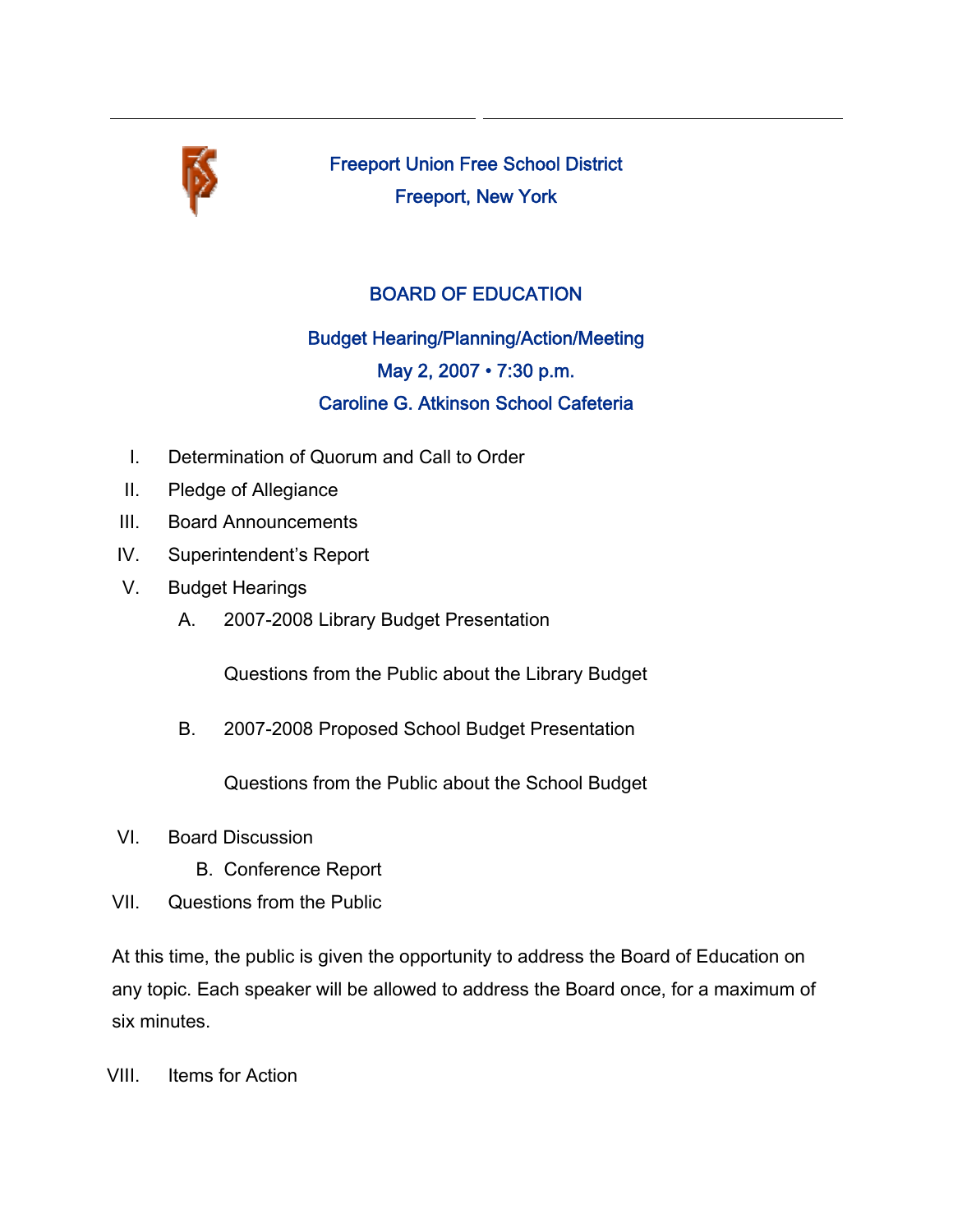# Freeport Union Free School District

## Freeport, New York

## BOARD OF EDUCATION

### Budget Hearing/Planning/Action/Meeting

### May 2, 2007 • 7:30 p.m.

### Caroline G. Atkinson School Cafeteria

I. Determination of Quorum and Call to Order

II. Pledge of Allegiance

III. Board Announcements

IV. Superintendent's Report

V. Budget Hearings

   A. 2007-2008 Library Budget Presentation

      Questions from the Public about the Library Budget

   B. 2007-2008 Proposed School Budget Presentation

      Questions from the Public about the School Budget

VI. Board Discussion

   B. Conference Report

VII. Questions from the Public

At this time, the public is given the opportunity to address the Board of Education on any topic. Each speaker will be allowed to address the Board once, for a maximum of six minutes.

VIII. Items for Action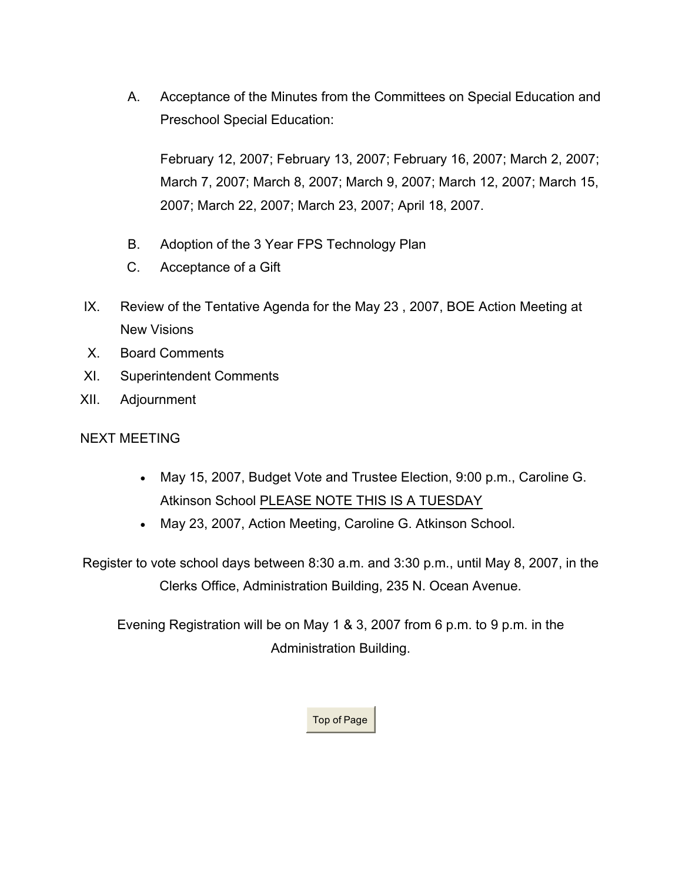A. Acceptance of the Minutes from the Committees on Special Education and Preschool Special Education:

   February 12, 2007; February 13, 2007; February 16, 2007; March 2, 2007; March 7, 2007; March 8, 2007; March 9, 2007; March 12, 2007; March 15, 2007; March 22, 2007; March 23, 2007; April 18, 2007.

B. Adoption of the 3 Year FPS Technology Plan

C. Acceptance of a Gift

IX. Review of the Tentative Agenda for the May 23 , 2007, BOE Action Meeting at New Visions

X. Board Comments

XI. Superintendent Comments

XII. Adjournment

NEXT MEETING

- May 15, 2007, Budget Vote and Trustee Election, 9:00 p.m., Caroline G. Atkinson School PLEASE NOTE THIS IS A TUESDAY
- May 23, 2007, Action Meeting, Caroline G. Atkinson School.

Register to vote school days between 8:30 a.m. and 3:30 p.m., until May 8, 2007, in the Clerks Office, Administration Building, 235 N. Ocean Avenue.

Evening Registration will be on May 1 & 3, 2007 from 6 p.m. to 9 p.m. in the Administration Building.

Top of Page